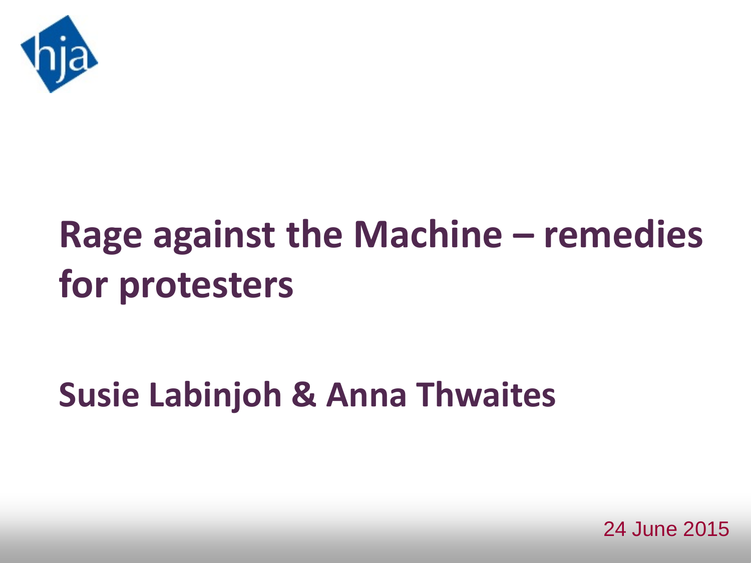hja

# Rage against the Machine – remedies for protesters

## Susie Labinjoh & Anna Thwaites

24 June 2015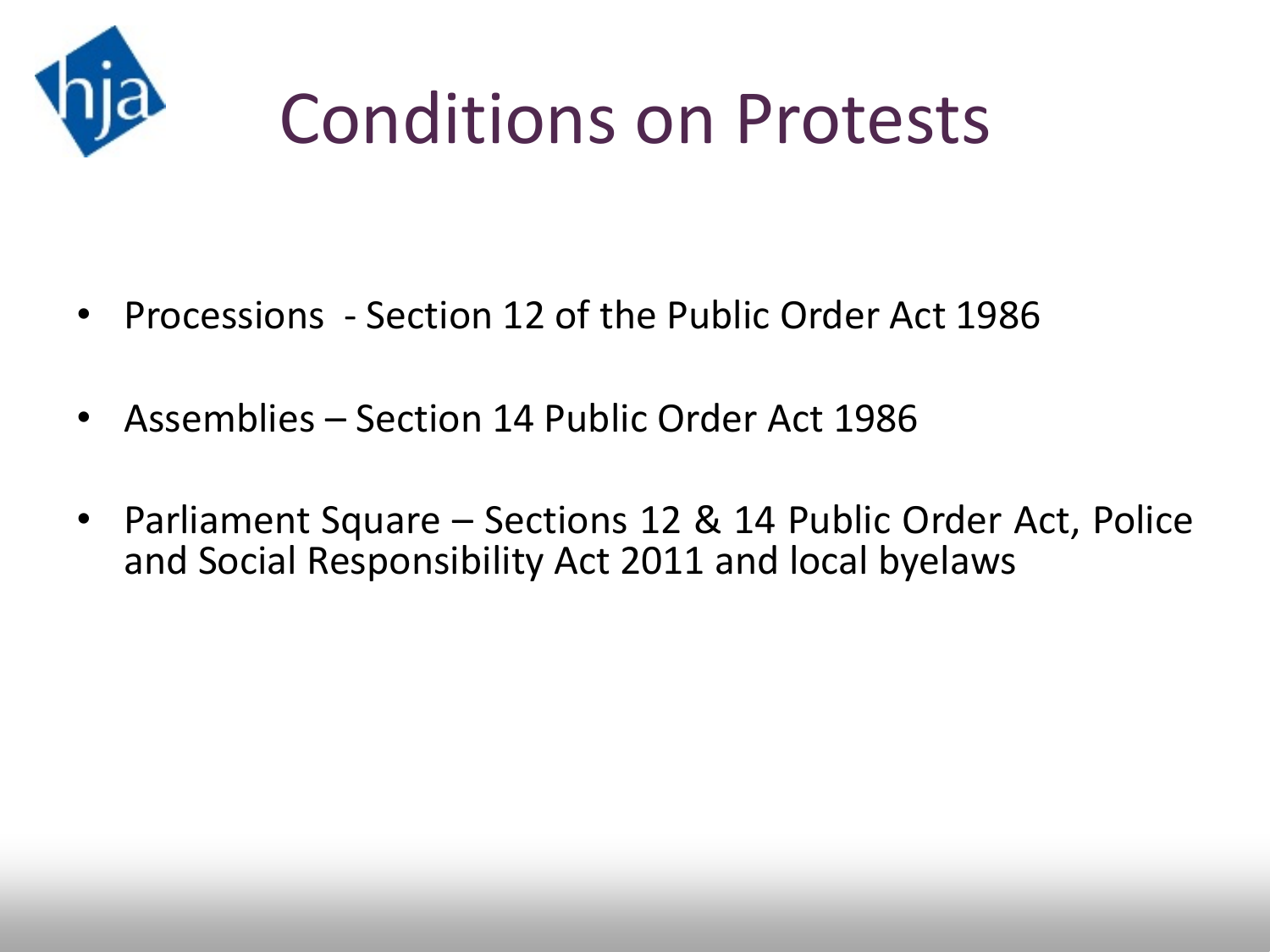# Conditions on Protests

- Processions  - Section 12 of the Public Order Act 1986
- Assemblies – Section 14 Public Order Act 1986
- Parliament Square – Sections 12 & 14 Public Order Act, Police and Social Responsibility Act 2011 and local byelaws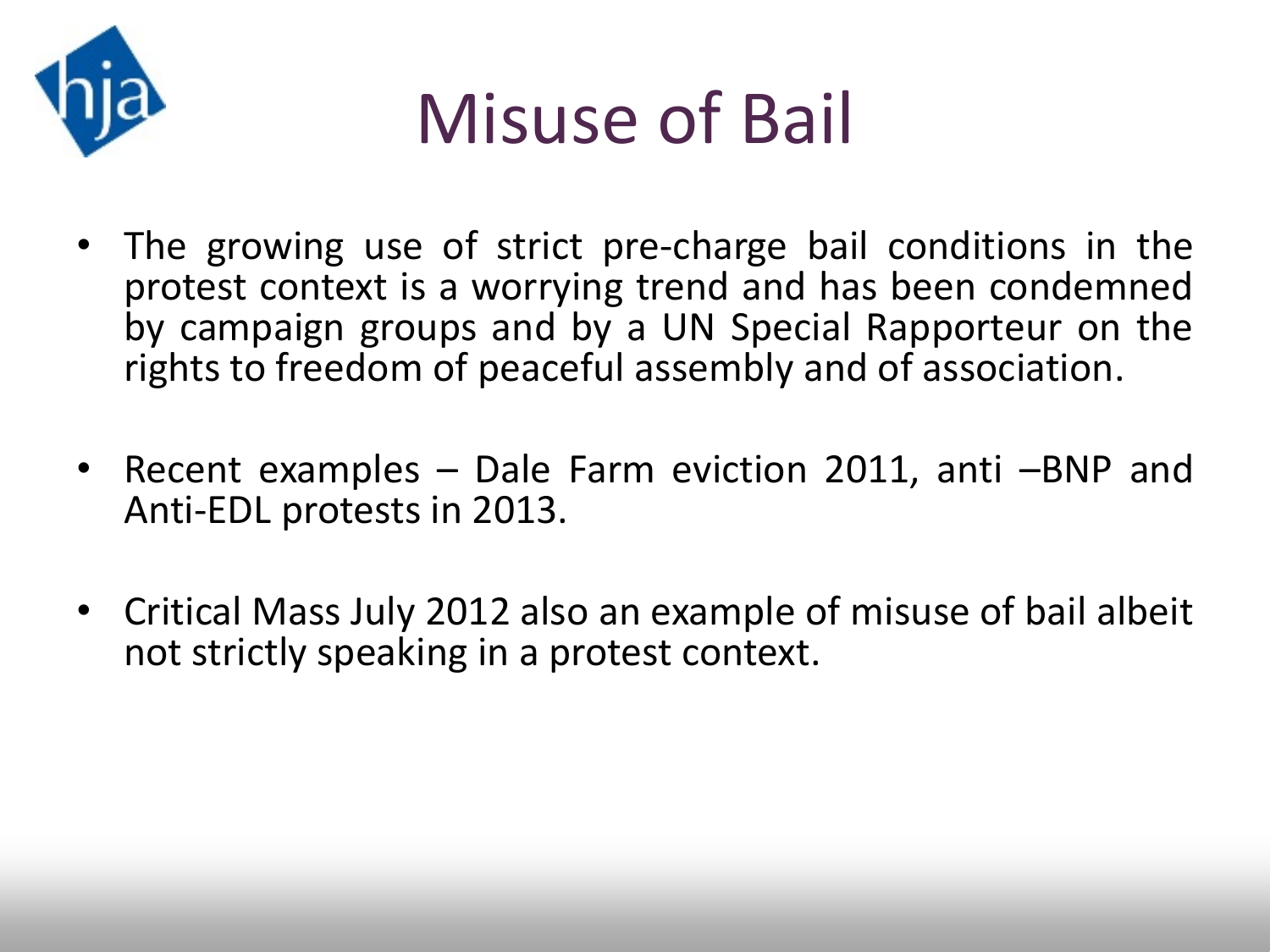# Misuse of Bail

- The growing use of strict pre-charge bail conditions in the protest context is a worrying trend and has been condemned by campaign groups and by a UN Special Rapporteur on the rights to freedom of peaceful assembly and of association.

- Recent examples – Dale Farm eviction 2011, anti –BNP and Anti-EDL protests in 2013.

- Critical Mass July 2012 also an example of misuse of bail albeit not strictly speaking in a protest context.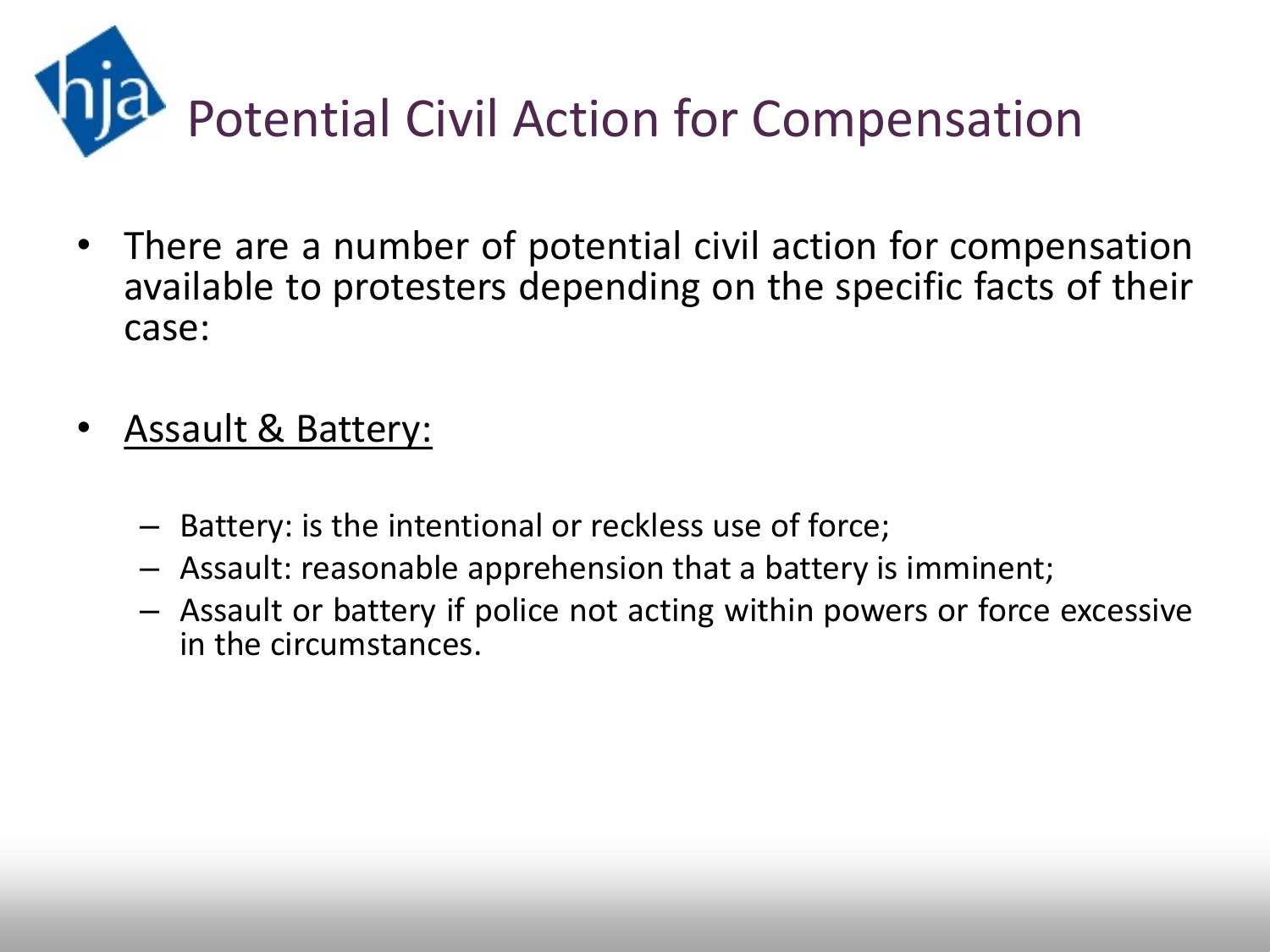# Potential Civil Action for Compensation

- There are a number of potential civil action for compensation available to protesters depending on the specific facts of their case:

- <u>Assault & Battery:</u>
  - Battery: is the intentional or reckless use of force;
  - Assault: reasonable apprehension that a battery is imminent;
  - Assault or battery if police not acting within powers or force excessive in the circumstances.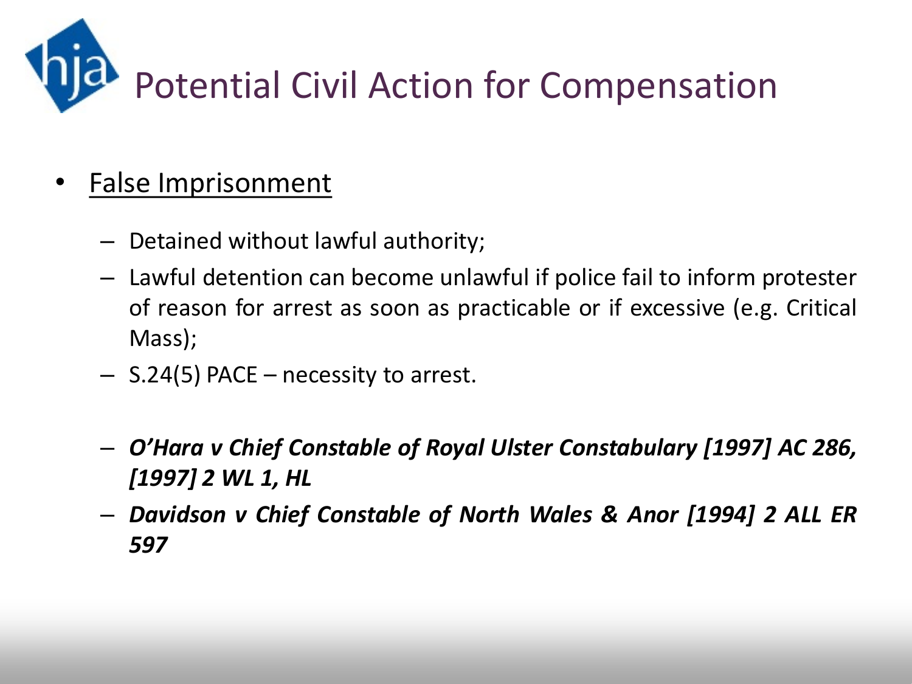# Potential Civil Action for Compensation

- <u>False Imprisonment</u>
  - Detained without lawful authority;
  - Lawful detention can become unlawful if police fail to inform protester of reason for arrest as soon as practicable or if excessive (e.g. Critical Mass);
  - S.24(5) PACE – necessity to arrest.
  - ***O'Hara v Chief Constable of Royal Ulster Constabulary [1997] AC 286, [1997] 2 WL 1, HL***
  - ***Davidson v Chief Constable of North Wales & Anor [1994] 2 ALL ER 597***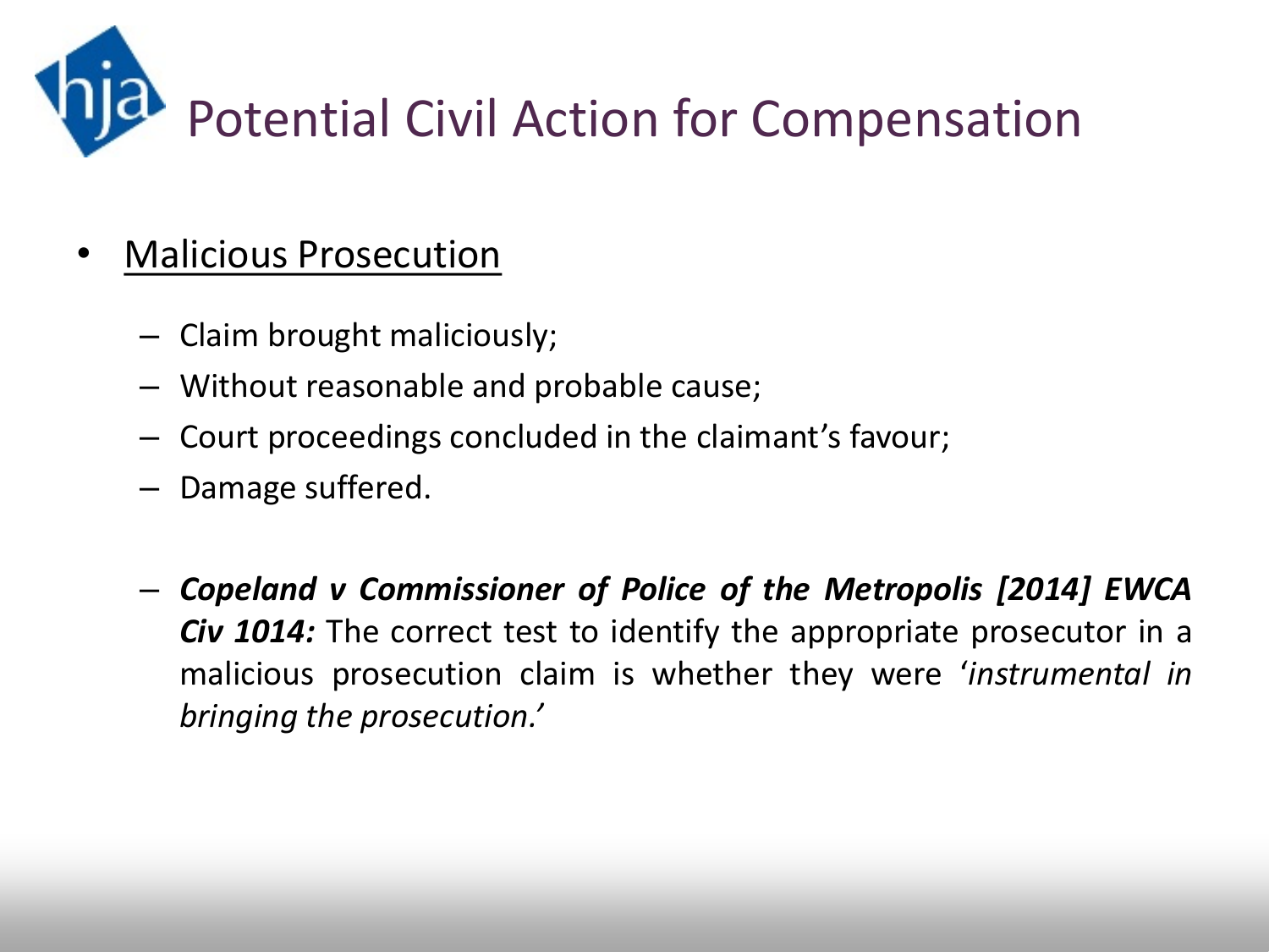# Potential Civil Action for Compensation

- Malicious Prosecution
  - Claim brought maliciously;
  - Without reasonable and probable cause;
  - Court proceedings concluded in the claimant's favour;
  - Damage suffered.

  - ***Copeland v Commissioner of Police of the Metropolis [2014] EWCA Civ 1014:*** The correct test to identify the appropriate prosecutor in a malicious prosecution claim is whether they were '*instrumental in bringing the prosecution.*'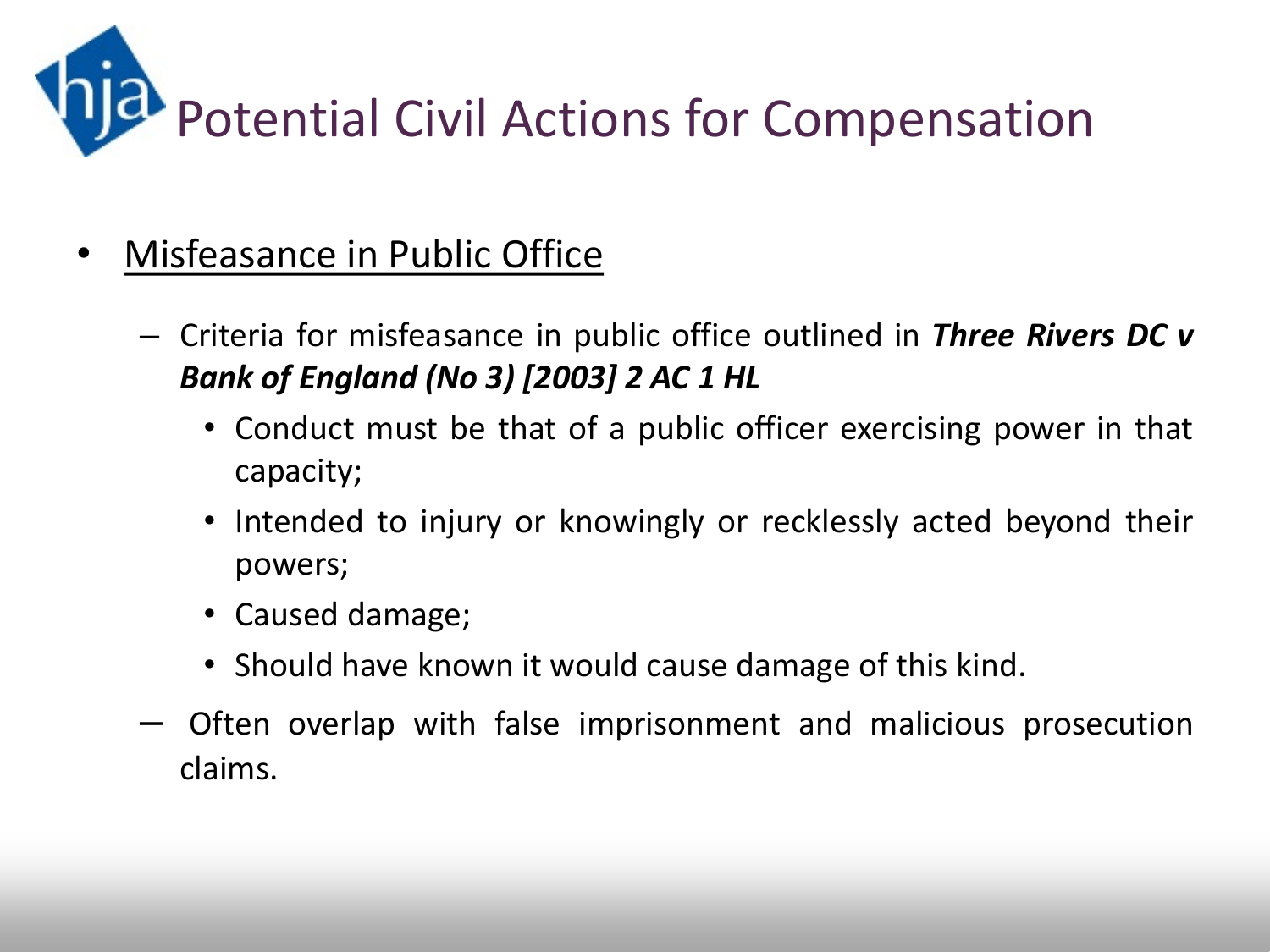# Potential Civil Actions for Compensation

- <u>Misfeasance in Public Office</u>
  - Criteria for misfeasance in public office outlined in ***Three Rivers DC v Bank of England (No 3) [2003] 2 AC 1 HL***
    - Conduct must be that of a public officer exercising power in that capacity;
    - Intended to injury or knowingly or recklessly acted beyond their powers;
    - Caused damage;
    - Should have known it would cause damage of this kind.
  - Often overlap with false imprisonment and malicious prosecution claims.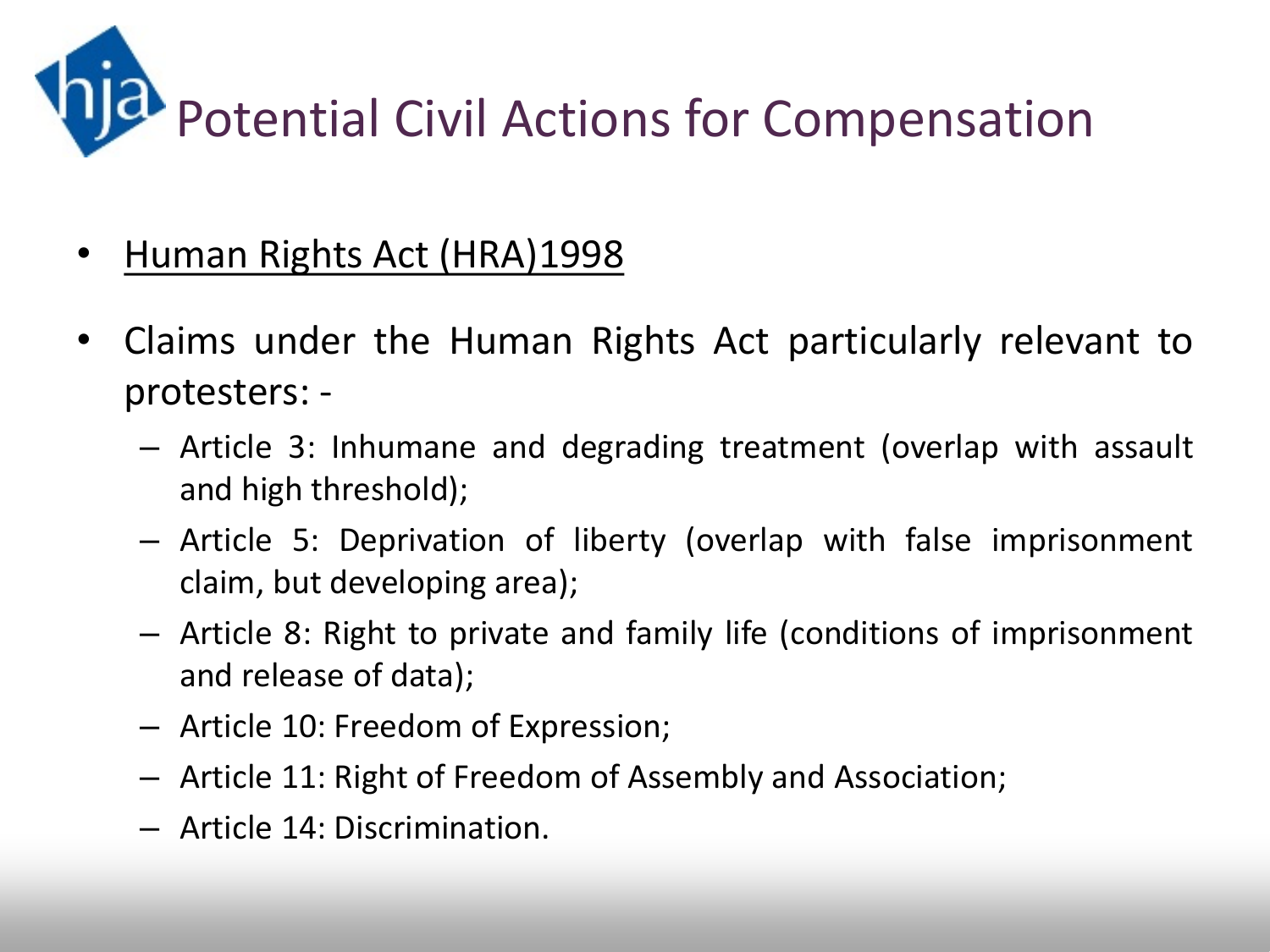# Potential Civil Actions for Compensation

- Human Rights Act (HRA)1998
- Claims under the Human Rights Act particularly relevant to protesters: -
  - Article 3: Inhumane and degrading treatment (overlap with assault and high threshold);
  - Article 5: Deprivation of liberty (overlap with false imprisonment claim, but developing area);
  - Article 8: Right to private and family life (conditions of imprisonment and release of data);
  - Article 10: Freedom of Expression;
  - Article 11: Right of Freedom of Assembly and Association;
  - Article 14: Discrimination.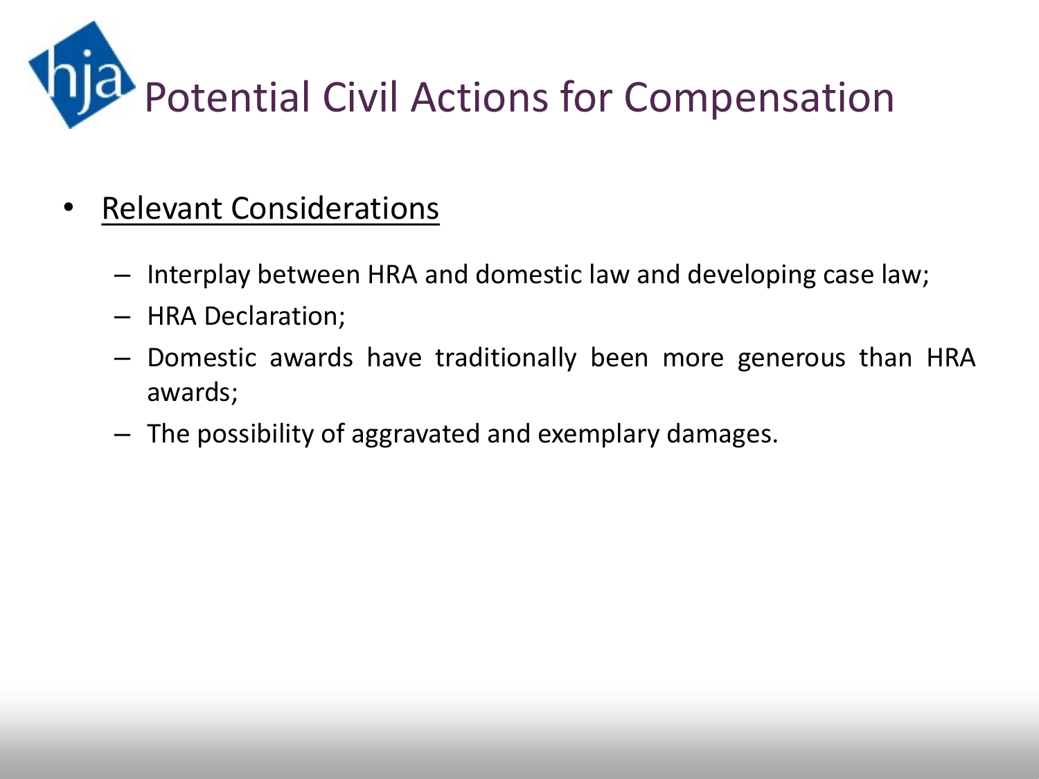# Potential Civil Actions for Compensation

- Relevant Considerations
  - Interplay between HRA and domestic law and developing case law;
  - HRA Declaration;
  - Domestic awards have traditionally been more generous than HRA awards;
  - The possibility of aggravated and exemplary damages.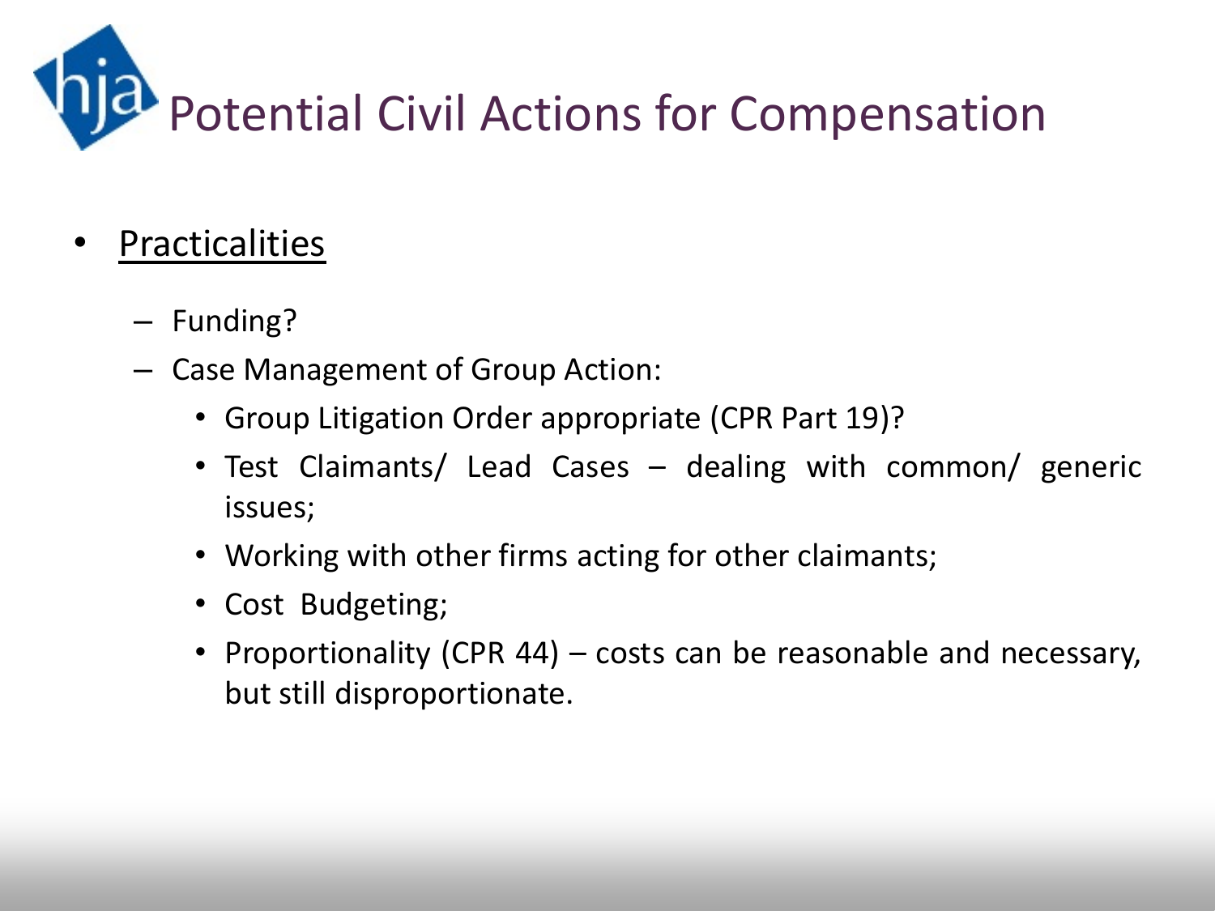# Potential Civil Actions for Compensation

- Practicalities
  - Funding?
  - Case Management of Group Action:
    - Group Litigation Order appropriate (CPR Part 19)?
    - Test Claimants/ Lead Cases – dealing with common/ generic issues;
    - Working with other firms acting for other claimants;
    - Cost Budgeting;
    - Proportionality (CPR 44) – costs can be reasonable and necessary, but still disproportionate.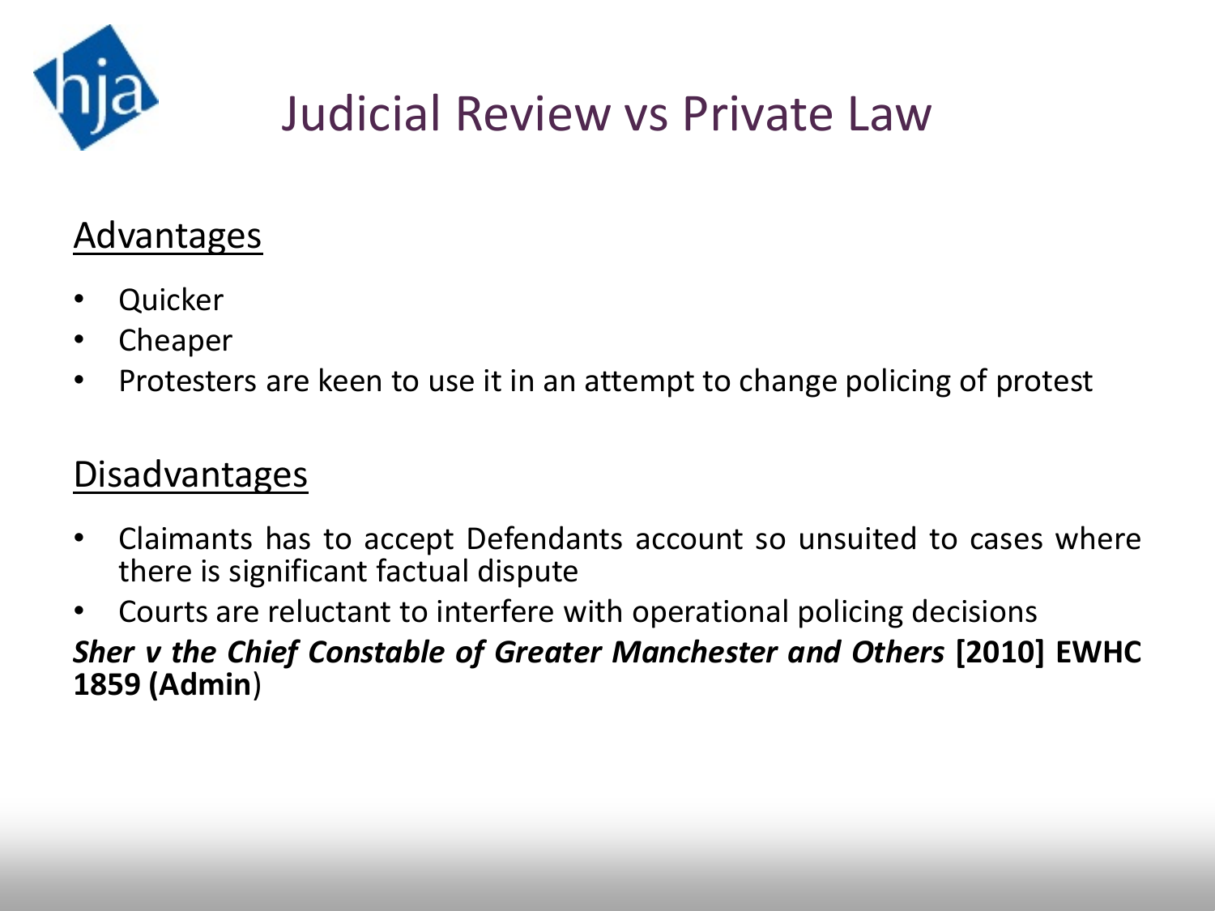# Judicial Review vs Private Law

## Advantages

- Quicker
- Cheaper
- Protesters are keen to use it in an attempt to change policing of protest

## Disadvantages

- Claimants has to accept Defendants account so unsuited to cases where there is significant factual dispute
- Courts are reluctant to interfere with operational policing decisions

***Sher v the Chief Constable of Greater Manchester and Others* [2010] EWHC 1859 (Admin)**)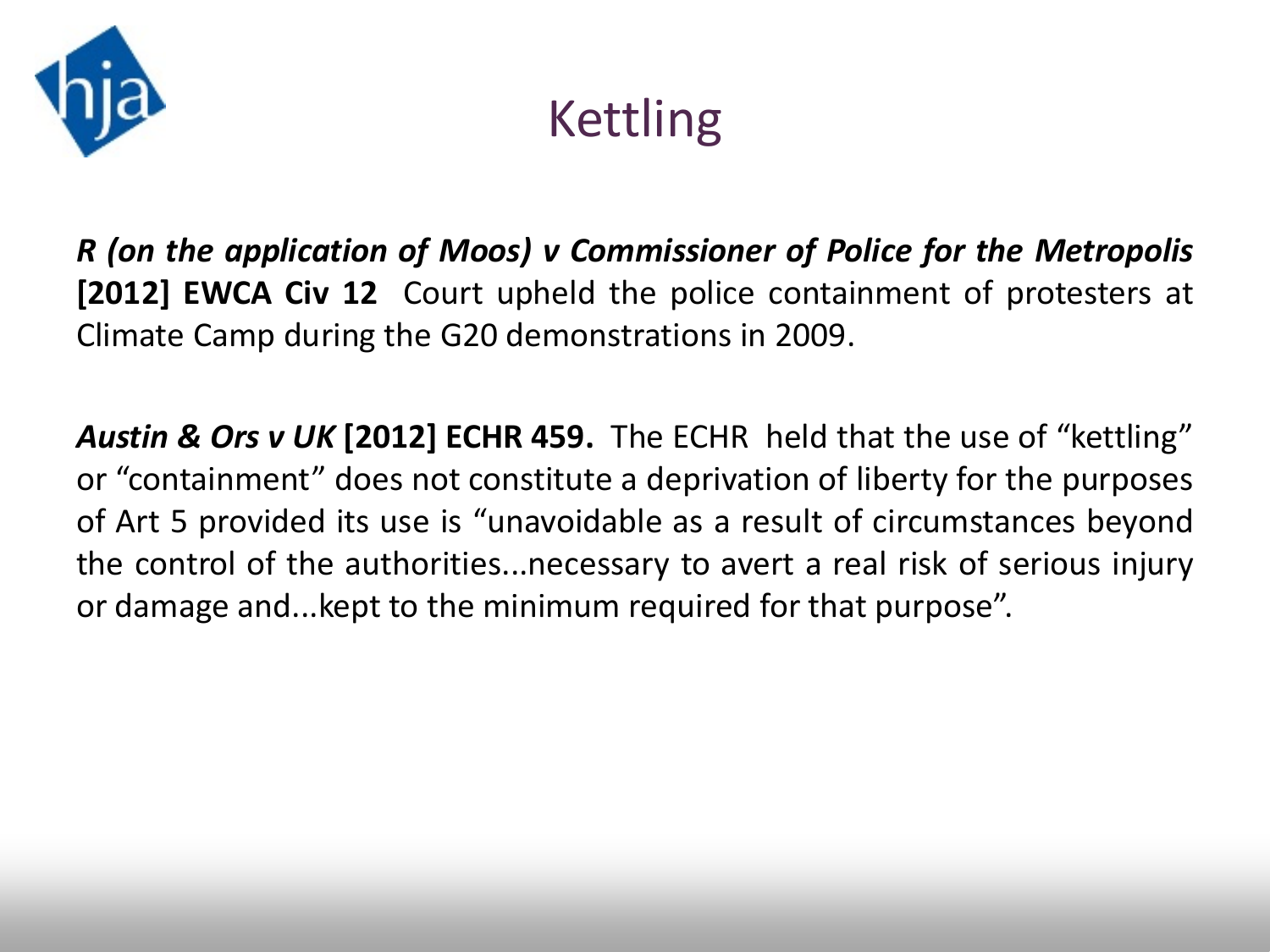# Kettling

***R (on the application of Moos) v Commissioner of Police for the Metropolis* [2012] EWCA Civ 12** Court upheld the police containment of protesters at Climate Camp during the G20 demonstrations in 2009.

***Austin & Ors v UK* [2012] ECHR 459.** The ECHR held that the use of "kettling" or "containment" does not constitute a deprivation of liberty for the purposes of Art 5 provided its use is "unavoidable as a result of circumstances beyond the control of the authorities...necessary to avert a real risk of serious injury or damage and...kept to the minimum required for that purpose".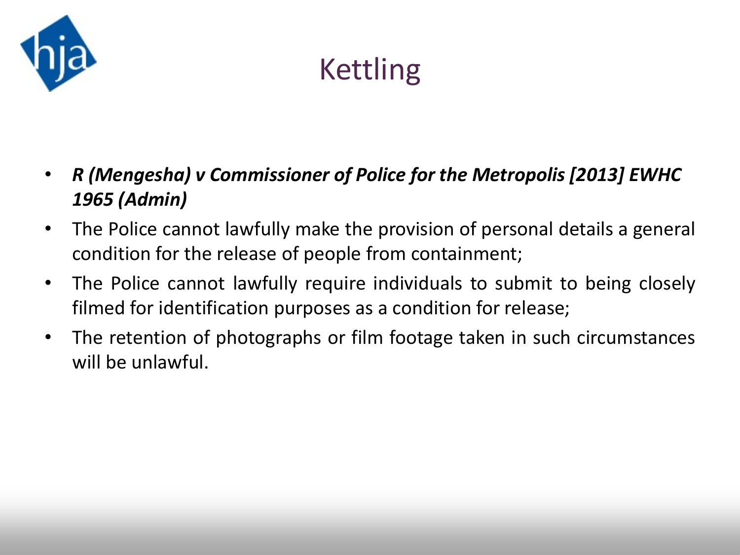# Kettling

- ***R (Mengesha) v Commissioner of Police for the Metropolis [2013] EWHC 1965 (Admin)***
- The Police cannot lawfully make the provision of personal details a general condition for the release of people from containment;
- The Police cannot lawfully require individuals to submit to being closely filmed for identification purposes as a condition for release;
- The retention of photographs or film footage taken in such circumstances will be unlawful.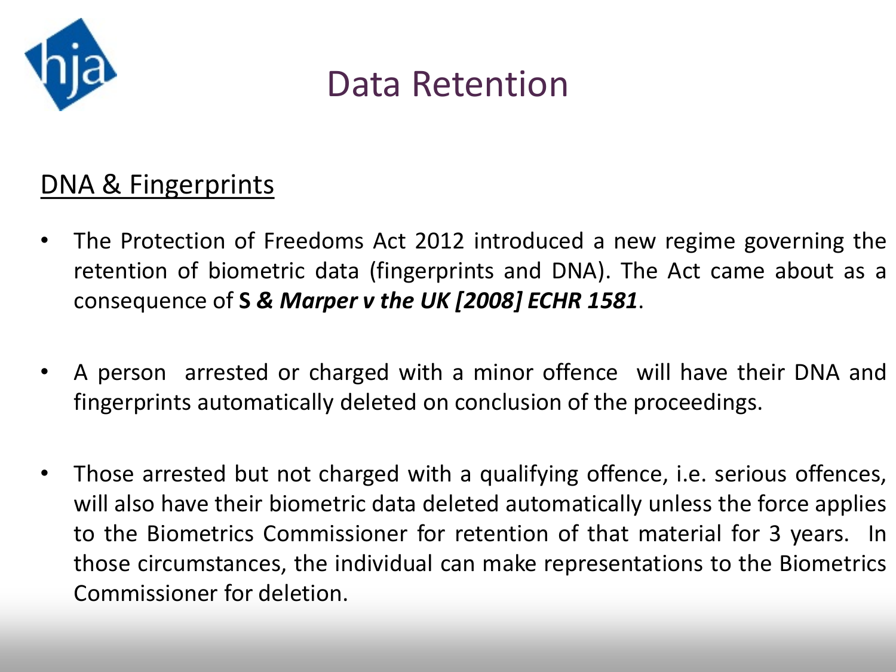# Data Retention

## DNA & Fingerprints

- The Protection of Freedoms Act 2012 introduced a new regime governing the retention of biometric data (fingerprints and DNA). The Act came about as a consequence of **S *& Marper v the UK [2008] ECHR 1581***.

- A person arrested or charged with a minor offence will have their DNA and fingerprints automatically deleted on conclusion of the proceedings.

- Those arrested but not charged with a qualifying offence, i.e. serious offences, will also have their biometric data deleted automatically unless the force applies to the Biometrics Commissioner for retention of that material for 3 years. In those circumstances, the individual can make representations to the Biometrics Commissioner for deletion.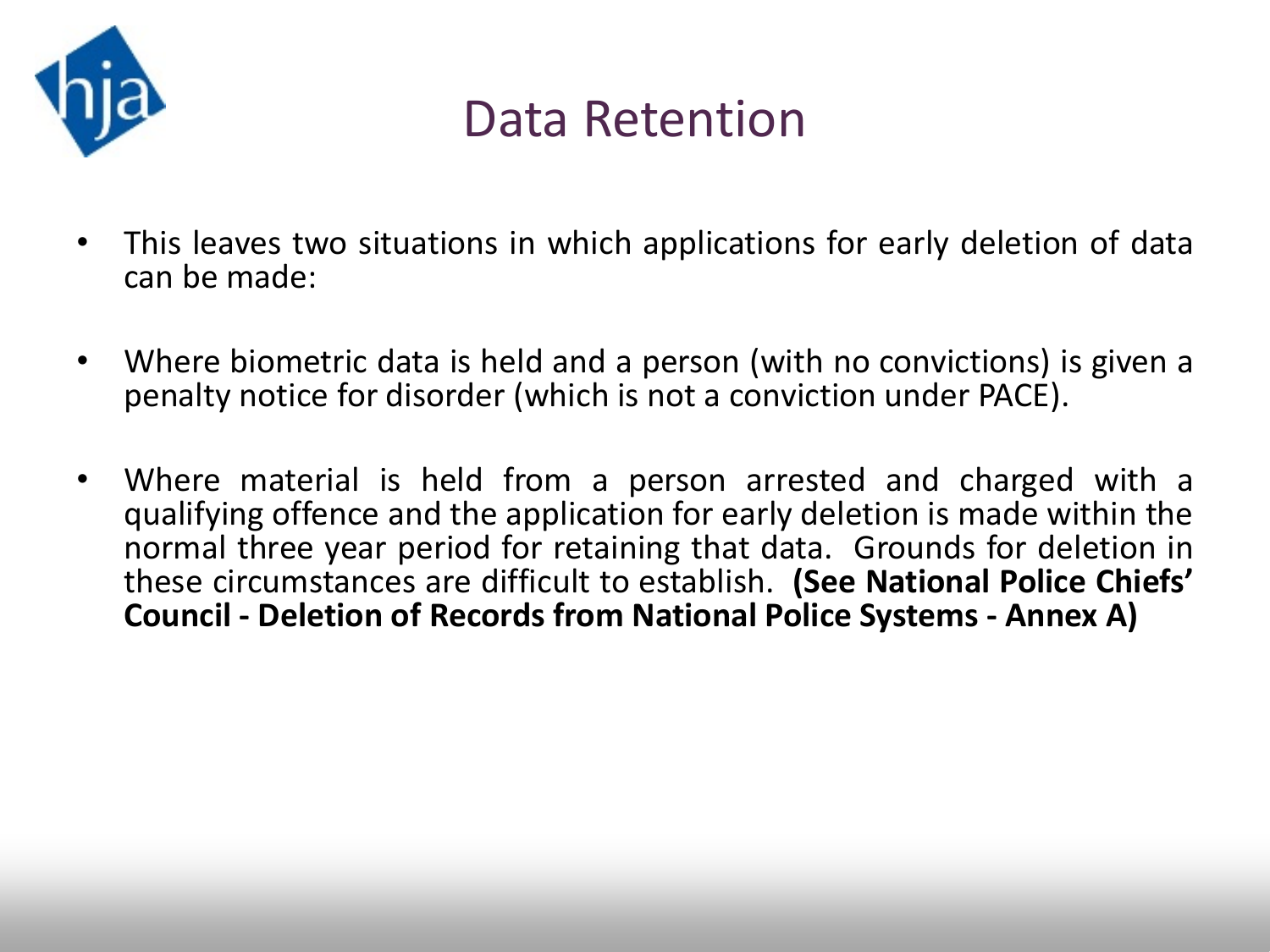# Data Retention

- This leaves two situations in which applications for early deletion of data can be made:

- Where biometric data is held and a person (with no convictions) is given a penalty notice for disorder (which is not a conviction under PACE).

- Where material is held from a person arrested and charged with a qualifying offence and the application for early deletion is made within the normal three year period for retaining that data. Grounds for deletion in these circumstances are difficult to establish. **(See National Police Chiefs' Council - Deletion of Records from National Police Systems - Annex A)**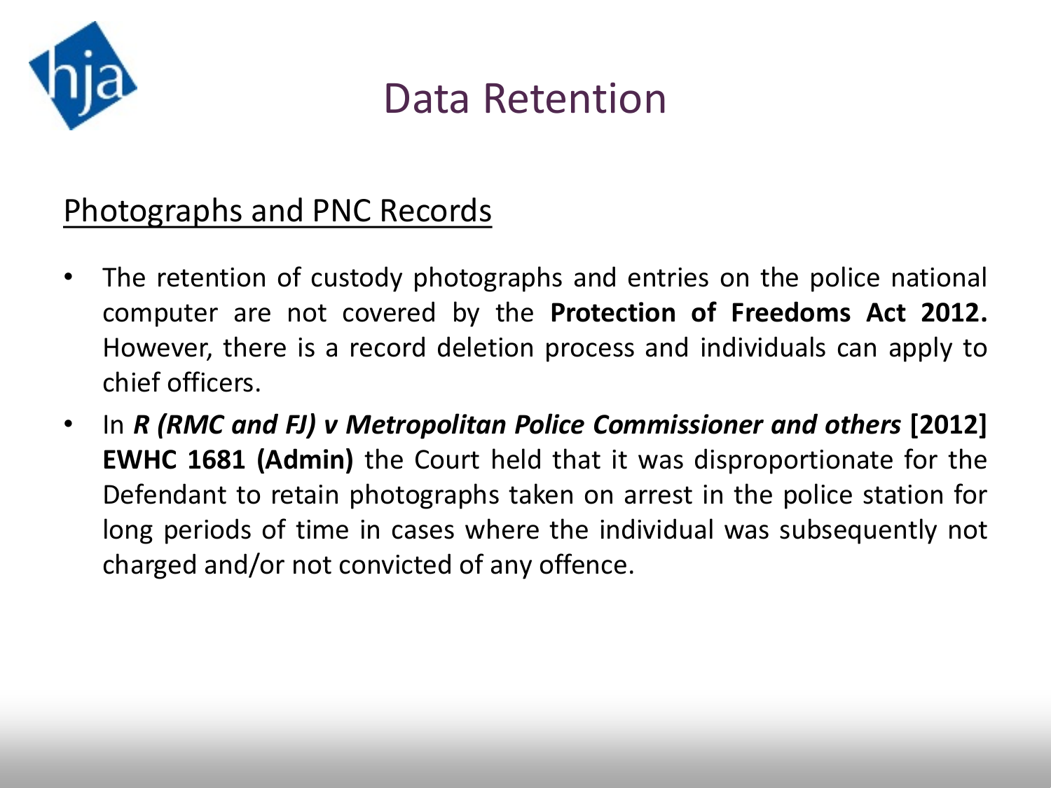# Data Retention

## Photographs and PNC Records

- The retention of custody photographs and entries on the police national computer are not covered by the **Protection of Freedoms Act 2012.** However, there is a record deletion process and individuals can apply to chief officers.
- In ***R (RMC and FJ) v Metropolitan Police Commissioner and others*** **[2012] EWHC 1681 (Admin)** the Court held that it was disproportionate for the Defendant to retain photographs taken on arrest in the police station for long periods of time in cases where the individual was subsequently not charged and/or not convicted of any offence.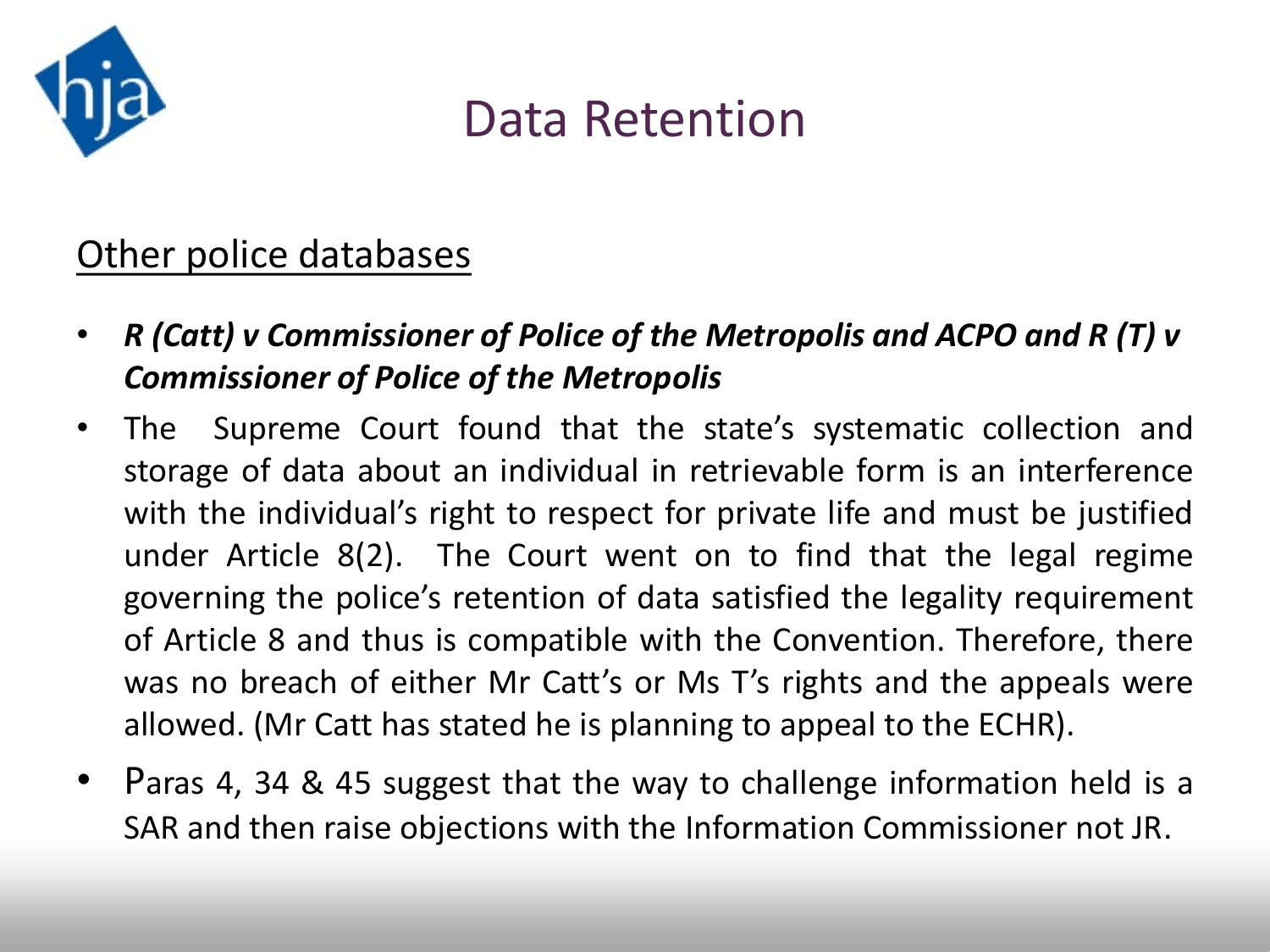# Data Retention

## Other police databases

- ***R (Catt) v Commissioner of Police of the Metropolis and ACPO and R (T) v Commissioner of Police of the Metropolis***
- The Supreme Court found that the state's systematic collection and storage of data about an individual in retrievable form is an interference with the individual's right to respect for private life and must be justified under Article 8(2). The Court went on to find that the legal regime governing the police's retention of data satisfied the legality requirement of Article 8 and thus is compatible with the Convention. Therefore, there was no breach of either Mr Catt's or Ms T's rights and the appeals were allowed. (Mr Catt has stated he is planning to appeal to the ECHR).
- Paras 4, 34 & 45 suggest that the way to challenge information held is a SAR and then raise objections with the Information Commissioner not JR.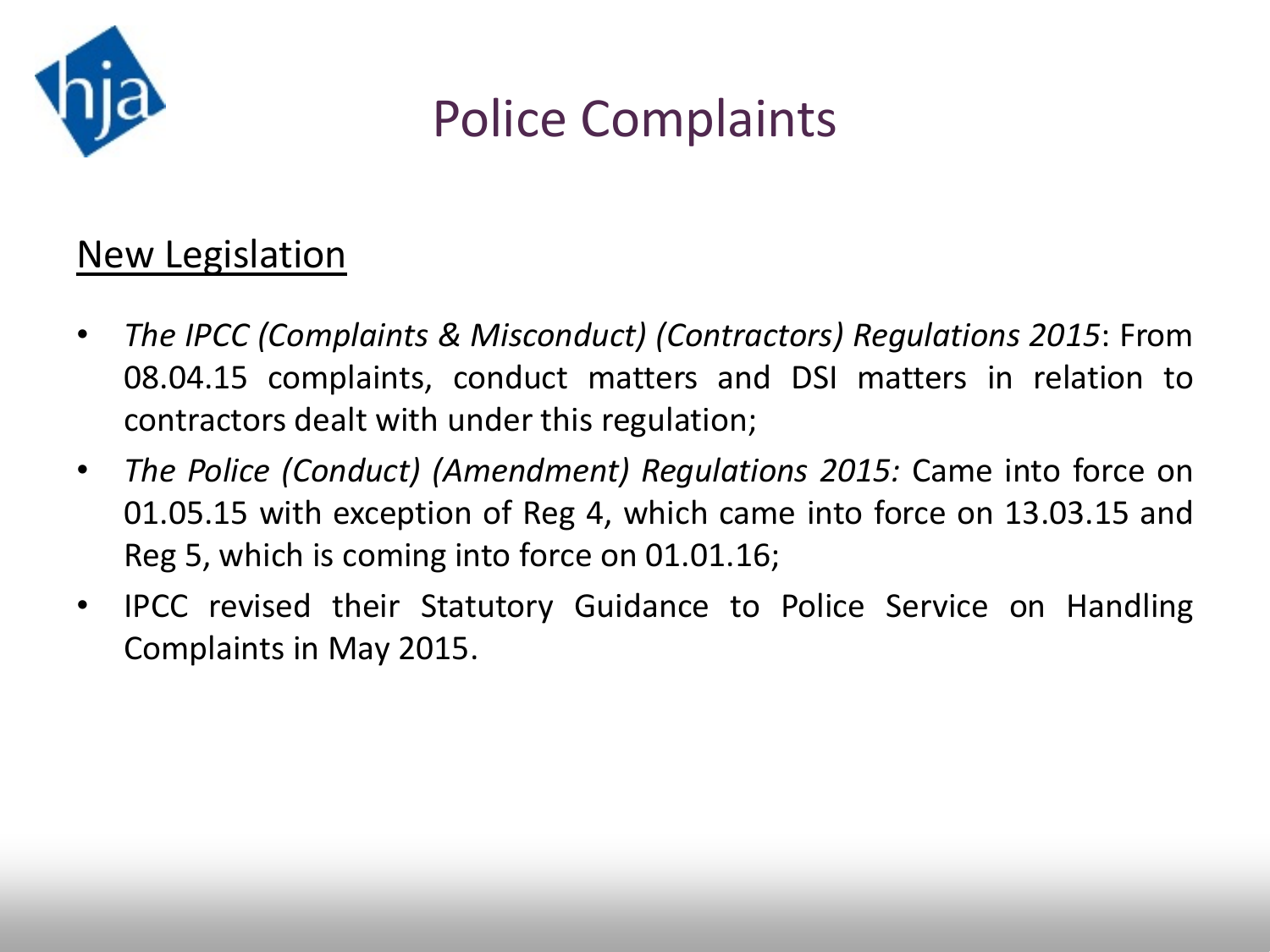# Police Complaints

## New Legislation

- *The IPCC (Complaints & Misconduct) (Contractors) Regulations 2015*: From 08.04.15 complaints, conduct matters and DSI matters in relation to contractors dealt with under this regulation;
- *The Police (Conduct) (Amendment) Regulations 2015:* Came into force on 01.05.15 with exception of Reg 4, which came into force on 13.03.15 and Reg 5, which is coming into force on 01.01.16;
- IPCC revised their Statutory Guidance to Police Service on Handling Complaints in May 2015.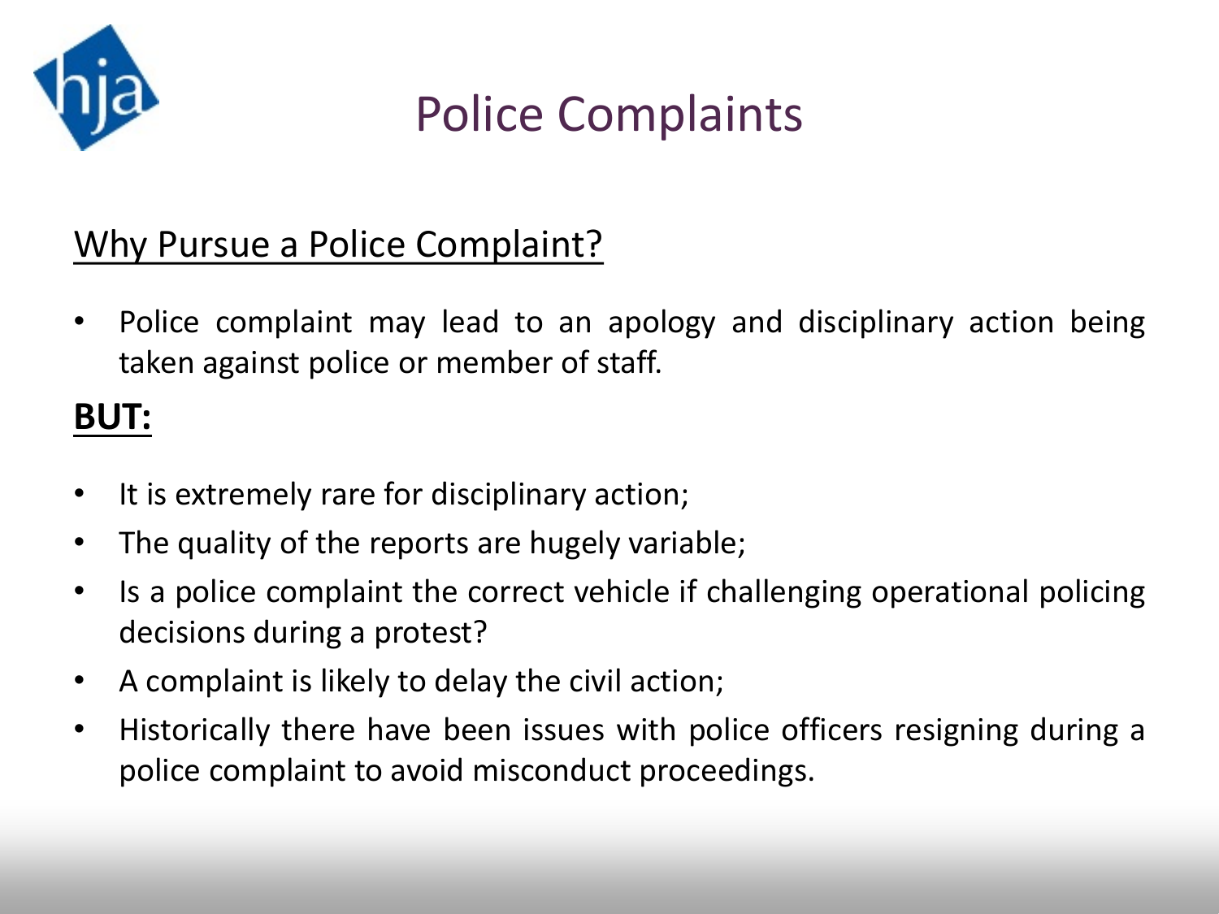# Police Complaints

## Why Pursue a Police Complaint?

- Police complaint may lead to an apology and disciplinary action being taken against police or member of staff.

**BUT:**

- It is extremely rare for disciplinary action;
- The quality of the reports are hugely variable;
- Is a police complaint the correct vehicle if challenging operational policing decisions during a protest?
- A complaint is likely to delay the civil action;
- Historically there have been issues with police officers resigning during a police complaint to avoid misconduct proceedings.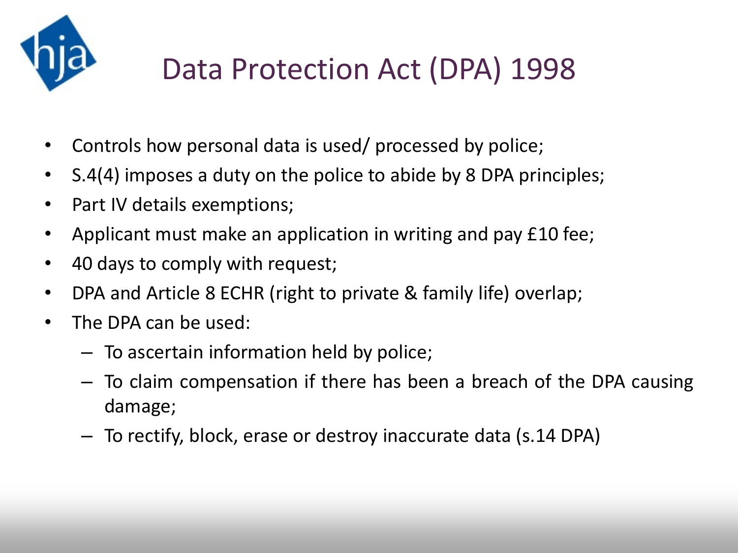# Data Protection Act (DPA) 1998

- Controls how personal data is used/ processed by police;
- S.4(4) imposes a duty on the police to abide by 8 DPA principles;
- Part IV details exemptions;
- Applicant must make an application in writing and pay £10 fee;
- 40 days to comply with request;
- DPA and Article 8 ECHR (right to private & family life) overlap;
- The DPA can be used:
  - To ascertain information held by police;
  - To claim compensation if there has been a breach of the DPA causing damage;
  - To rectify, block, erase or destroy inaccurate data (s.14 DPA)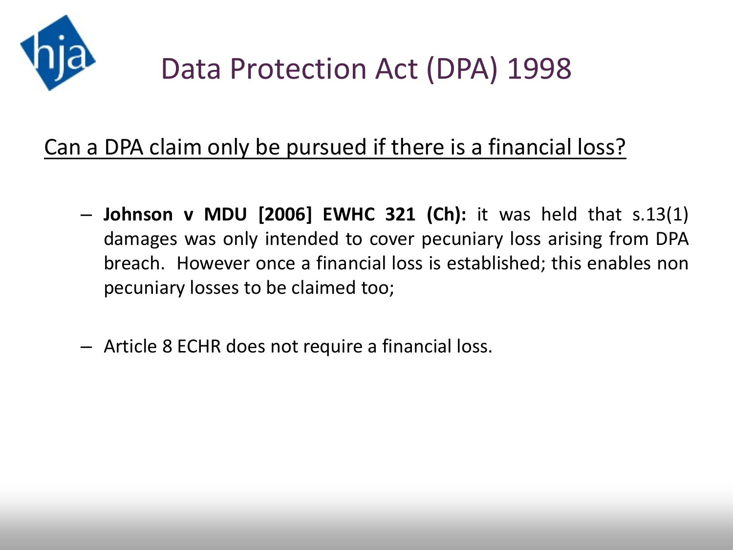# Data Protection Act (DPA) 1998

<u>Can a DPA claim only be pursued if there is a financial loss?</u>

- **Johnson v MDU [2006] EWHC 321 (Ch):** it was held that s.13(1) damages was only intended to cover pecuniary loss arising from DPA breach. However once a financial loss is established; this enables non pecuniary losses to be claimed too;

- Article 8 ECHR does not require a financial loss.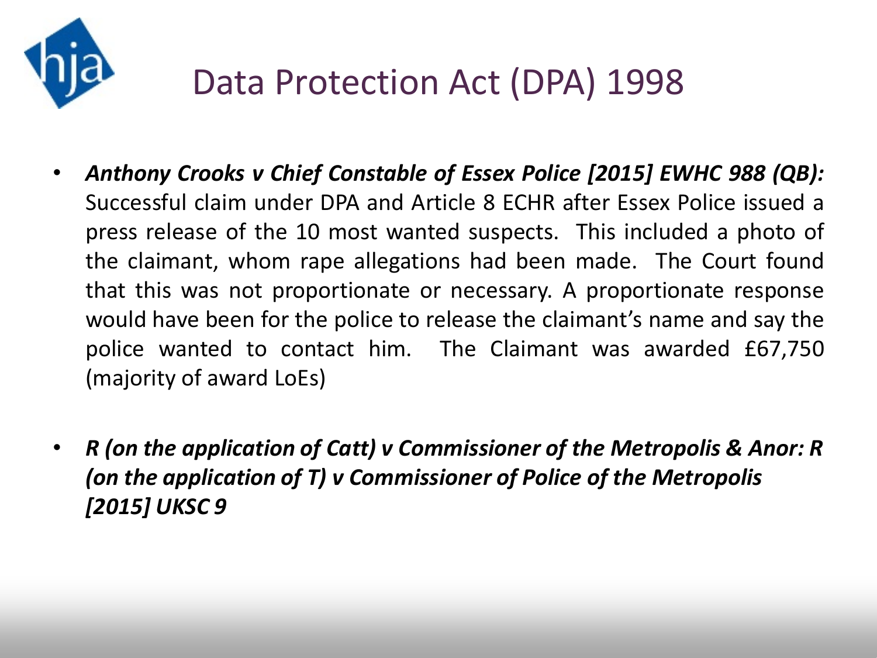# Data Protection Act (DPA) 1998

- ***Anthony Crooks v Chief Constable of Essex Police [2015] EWHC 988 (QB):*** Successful claim under DPA and Article 8 ECHR after Essex Police issued a press release of the 10 most wanted suspects. This included a photo of the claimant, whom rape allegations had been made. The Court found that this was not proportionate or necessary. A proportionate response would have been for the police to release the claimant's name and say the police wanted to contact him. The Claimant was awarded £67,750 (majority of award LoEs)

- ***R (on the application of Catt) v Commissioner of the Metropolis & Anor: R (on the application of T) v Commissioner of Police of the Metropolis [2015] UKSC 9***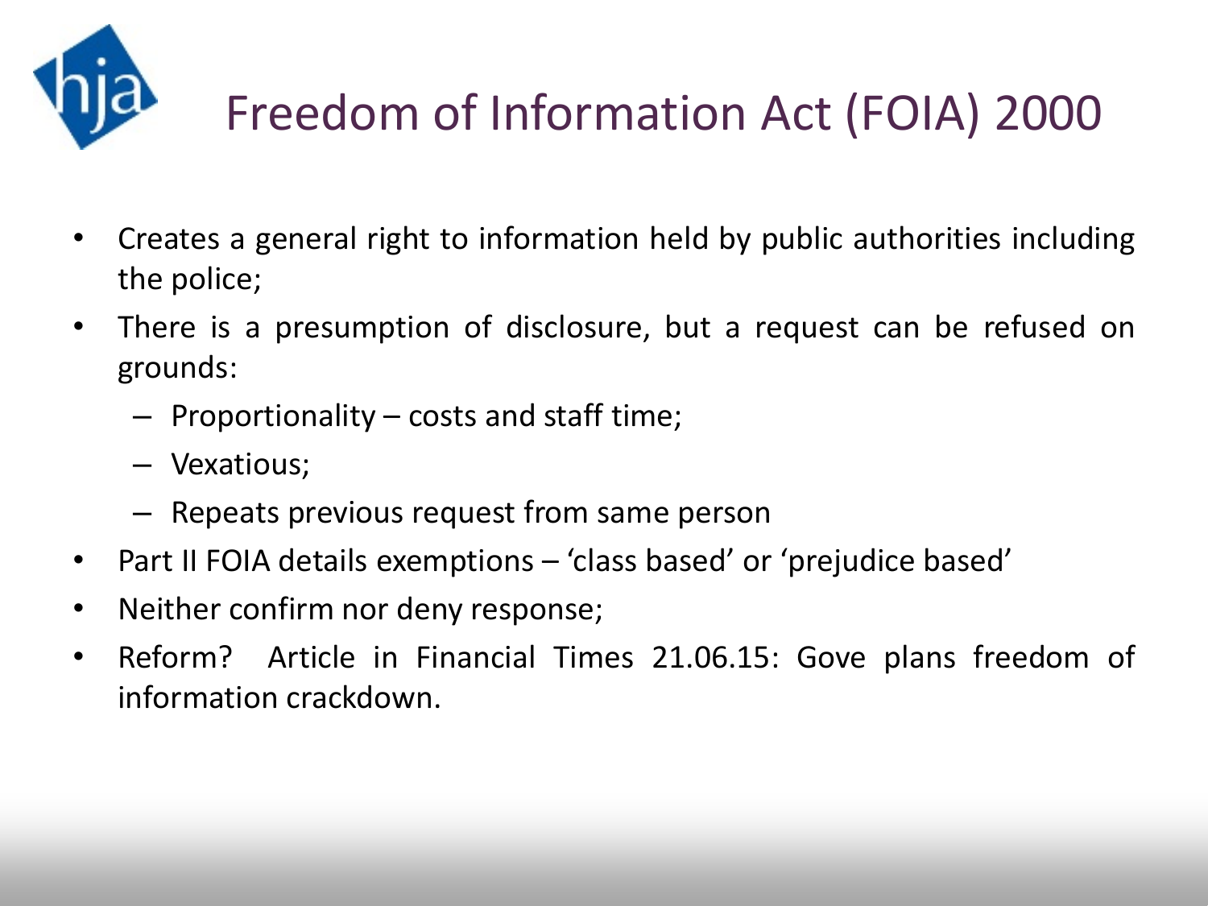# Freedom of Information Act (FOIA) 2000

- Creates a general right to information held by public authorities including the police;
- There is a presumption of disclosure, but a request can be refused on grounds:
  - Proportionality – costs and staff time;
  - Vexatious;
  - Repeats previous request from same person
- Part II FOIA details exemptions – 'class based' or 'prejudice based'
- Neither confirm nor deny response;
- Reform? Article in Financial Times 21.06.15: Gove plans freedom of information crackdown.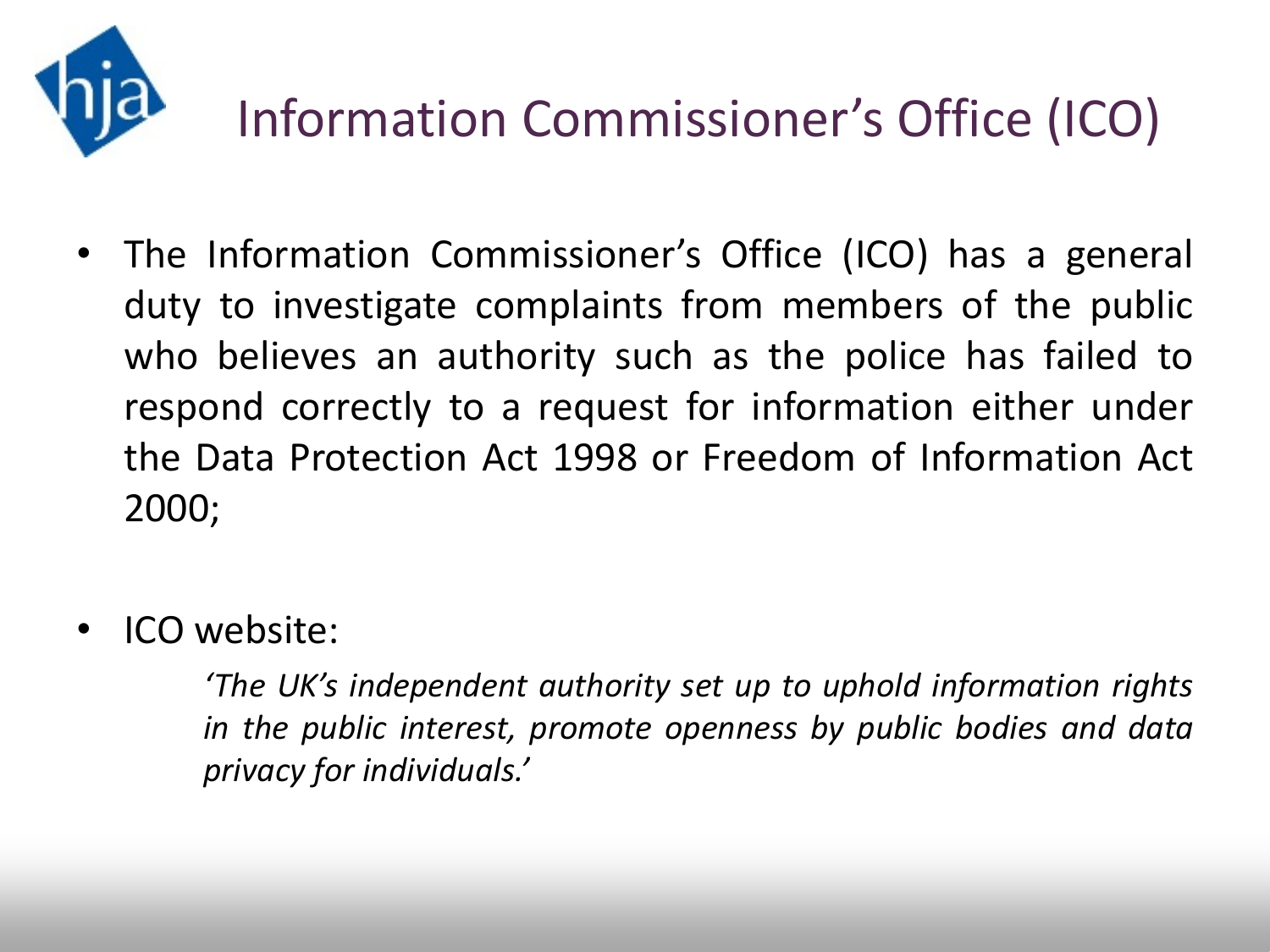# Information Commissioner's Office (ICO)

- The Information Commissioner's Office (ICO) has a general duty to investigate complaints from members of the public who believes an authority such as the police has failed to respond correctly to a request for information either under the Data Protection Act 1998 or Freedom of Information Act 2000;

- ICO website:

  *'The UK's independent authority set up to uphold information rights in the public interest, promote openness by public bodies and data privacy for individuals.'*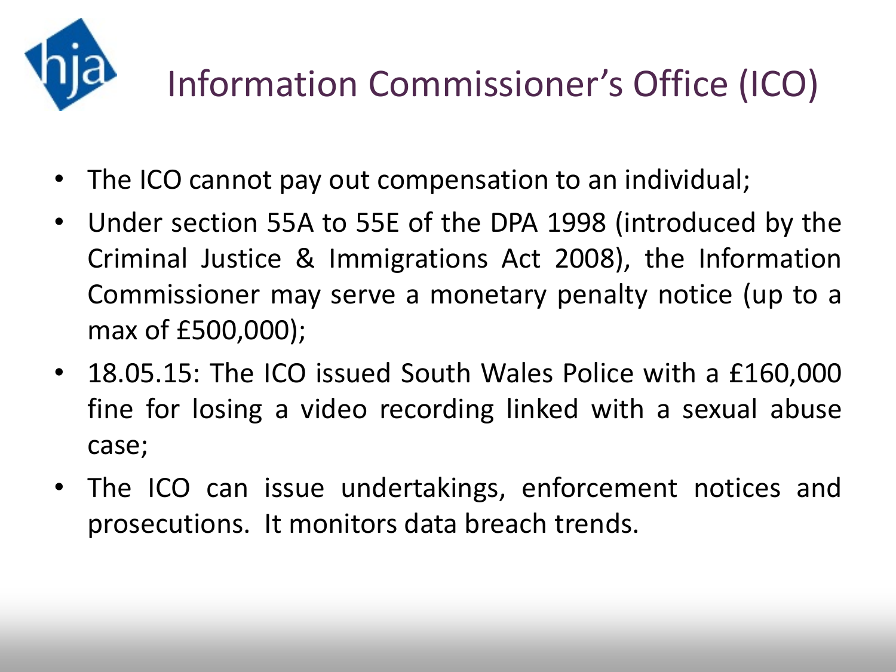# Information Commissioner's Office (ICO)

- The ICO cannot pay out compensation to an individual;
- Under section 55A to 55E of the DPA 1998 (introduced by the Criminal Justice & Immigrations Act 2008), the Information Commissioner may serve a monetary penalty notice (up to a max of £500,000);
- 18.05.15: The ICO issued South Wales Police with a £160,000 fine for losing a video recording linked with a sexual abuse case;
- The ICO can issue undertakings, enforcement notices and prosecutions. It monitors data breach trends.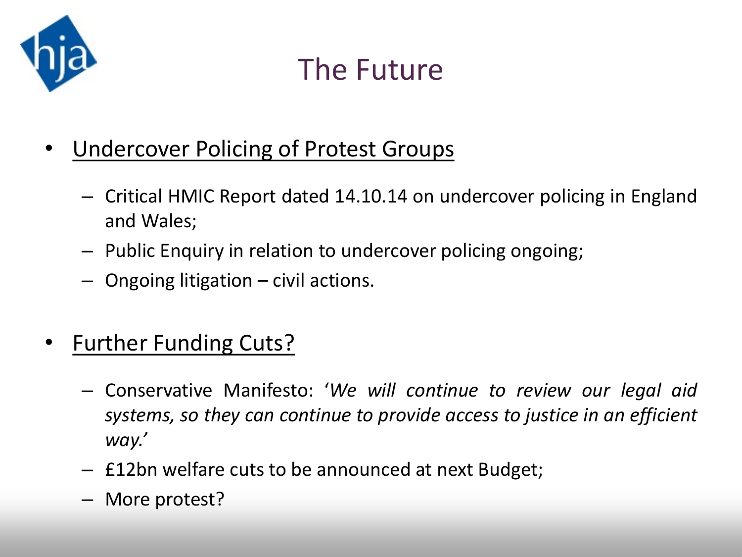# The Future

- <u>Undercover Policing of Protest Groups</u>
  - Critical HMIC Report dated 14.10.14 on undercover policing in England and Wales;
  - Public Enquiry in relation to undercover policing ongoing;
  - Ongoing litigation – civil actions.

- <u>Further Funding Cuts?</u>
  - Conservative Manifesto: '*We will continue to review our legal aid systems, so they can continue to provide access to justice in an efficient way.*'
  - £12bn welfare cuts to be announced at next Budget;
  - More protest?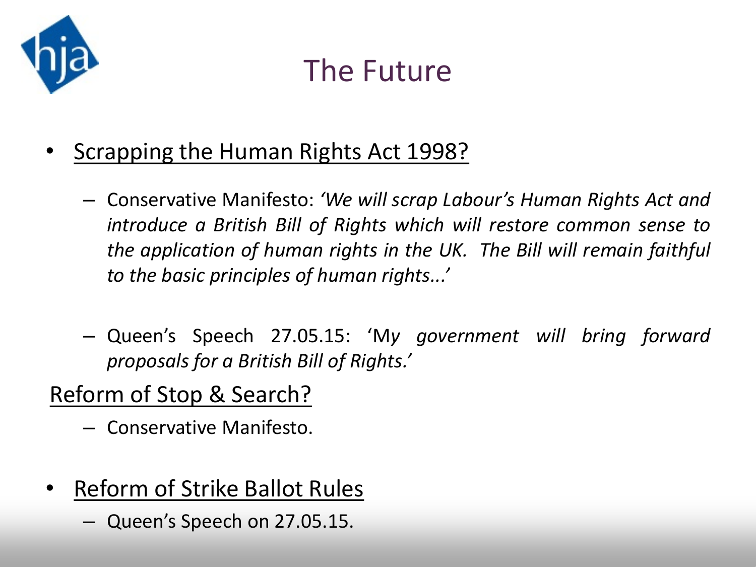# The Future

- <u>Scrapping the Human Rights Act 1998?</u>
  - Conservative Manifesto: *'We will scrap Labour's Human Rights Act and introduce a British Bill of Rights which will restore common sense to the application of human rights in the UK. The Bill will remain faithful to the basic principles of human rights...'*
  - Queen's Speech 27.05.15: 'M*y government will bring forward proposals for a British Bill of Rights.'*

<u>Reform of Stop & Search?</u>

  - Conservative Manifesto.

- <u>Reform of Strike Ballot Rules</u>
  - Queen's Speech on 27.05.15.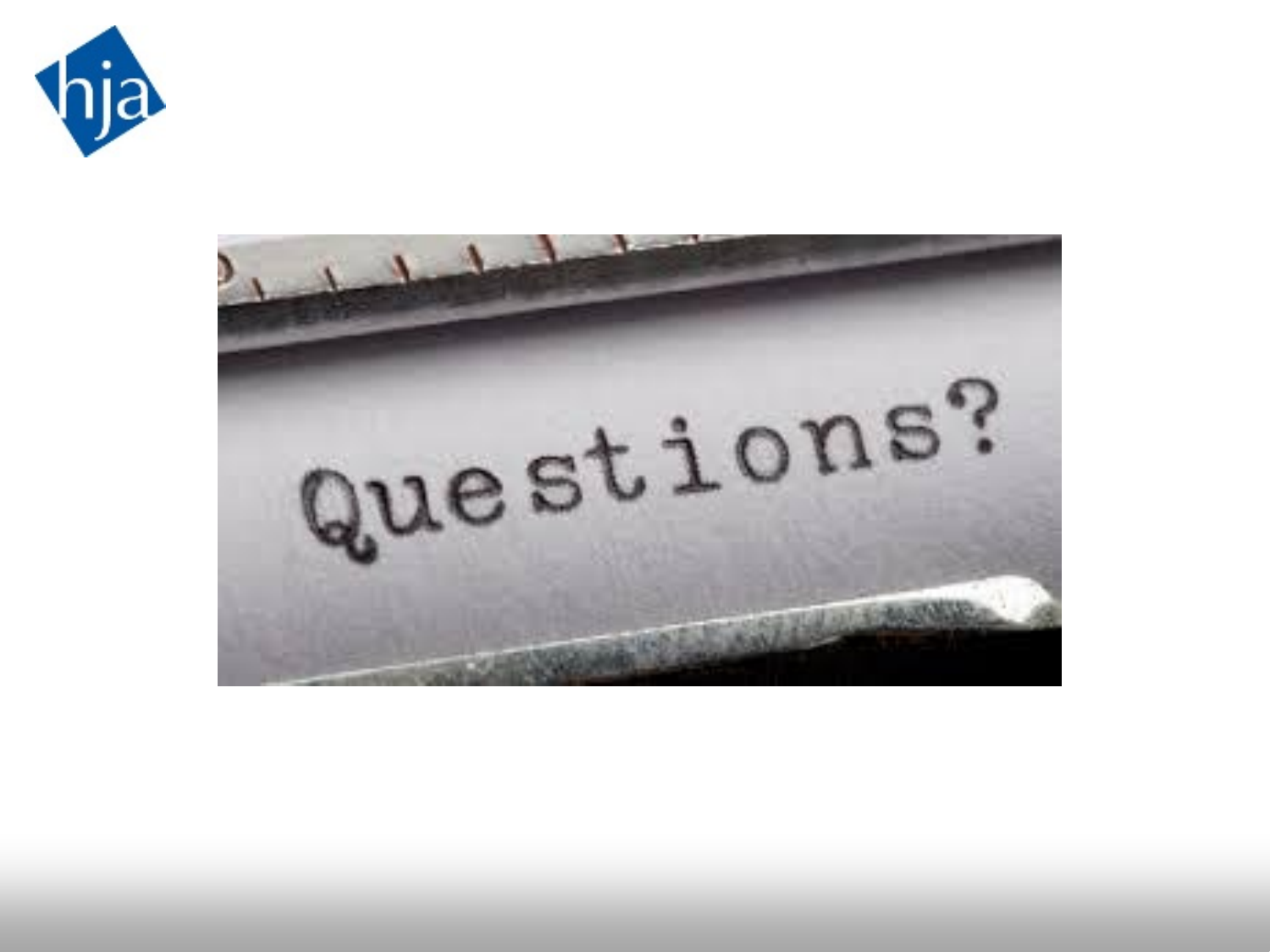Questions?